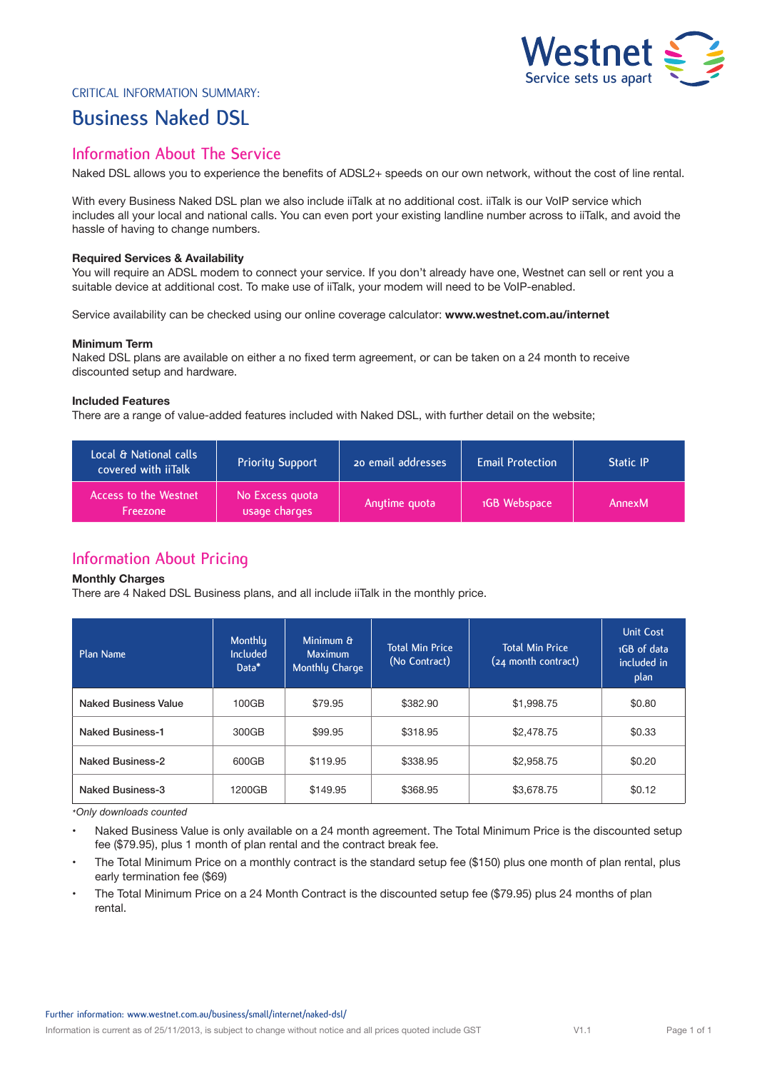CRITICAL INFORMATION SUMMARY:

# Business Naked DSL

## Information About The Service

Naked DSL allows you to experience the benefits of ADSL2+ speeds on our own network, without the cost of line rental.

With every Business Naked DSL plan we also include iiTalk at no additional cost. iiTalk is our VoIP service which includes all your local and national calls. You can even port your existing landline number across to iiTalk, and avoid the hassle of having to change numbers.

**Required Services & Availability**

You will require an ADSL modem to connect your service. If you don't already have one, Westnet can sell or rent you a suitable device at additional cost. To make use of iiTalk, your modem will need to be VoIP-enabled.

Service availability can be checked using our online coverage calculator: **www.westnet.com.au/internet**

**Minimum Term**

Naked DSL plans are available on either a no fixed term agreement, or can be taken on a 24 month to receive discounted setup and hardware.

**Included Features**

There are a range of value-added features included with Naked DSL, with further detail on the website;

| Local & National calls covered with iiTalk | Priority Support | 20 email addresses | Email Protection | Static IP |
|---|---|---|---|---|
| Access to the Westnet Freezone | No Excess quota usage charges | Anytime quota | 1GB Webspace | AnnexM |

## Information About Pricing

**Monthly Charges**

There are 4 Naked DSL Business plans, and all include iiTalk in the monthly price.

| Plan Name | Monthly Included Data* | Minimum & Maximum Monthly Charge | Total Min Price (No Contract) | Total Min Price (24 month contract) | Unit Cost 1GB of data included in plan |
|---|---|---|---|---|---|
| Naked Business Value | 100GB | $79.95 | $382.90 | $1,998.75 | $0.80 |
| Naked Business-1 | 300GB | $99.95 | $318.95 | $2,478.75 | $0.33 |
| Naked Business-2 | 600GB | $119.95 | $338.95 | $2,958.75 | $0.20 |
| Naked Business-3 | 1200GB | $149.95 | $368.95 | $3,678.75 | $0.12 |

*\*Only downloads counted*

- Naked Business Value is only available on a 24 month agreement. The Total Minimum Price is the discounted setup fee ($79.95), plus 1 month of plan rental and the contract break fee.
- The Total Minimum Price on a monthly contract is the standard setup fee ($150) plus one month of plan rental, plus early termination fee ($69)
- The Total Minimum Price on a 24 Month Contract is the discounted setup fee ($79.95) plus 24 months of plan rental.

Further information: www.westnet.com.au/business/small/internet/naked-dsl/

Information is current as of 25/11/2013, is subject to change without notice and all prices quoted include GST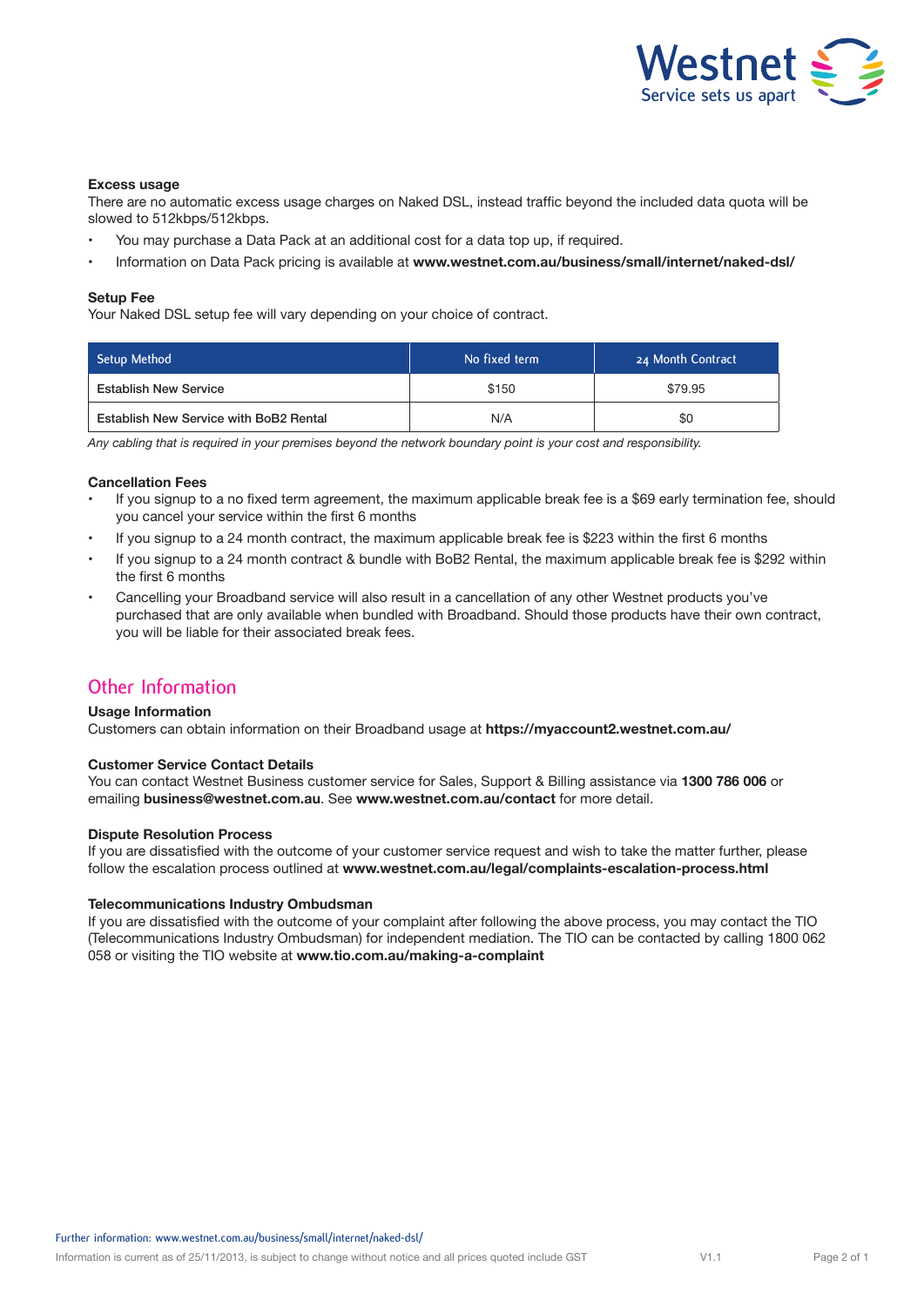### Excess usage

There are no automatic excess usage charges on Naked DSL, instead traffic beyond the included data quota will be slowed to 512kbps/512kbps.

- You may purchase a Data Pack at an additional cost for a data top up, if required.
- Information on Data Pack pricing is available at **www.westnet.com.au/business/small/internet/naked-dsl/**

### Setup Fee

Your Naked DSL setup fee will vary depending on your choice of contract.

| Setup Method | No fixed term | 24 Month Contract |
|---|---|---|
| Establish New Service | $150 | $79.95 |
| Establish New Service with BoB2 Rental | N/A | $0 |

*Any cabling that is required in your premises beyond the network boundary point is your cost and responsibility.*

### Cancellation Fees

- If you signup to a no fixed term agreement, the maximum applicable break fee is a $69 early termination fee, should you cancel your service within the first 6 months
- If you signup to a 24 month contract, the maximum applicable break fee is $223 within the first 6 months
- If you signup to a 24 month contract & bundle with BoB2 Rental, the maximum applicable break fee is $292 within the first 6 months
- Cancelling your Broadband service will also result in a cancellation of any other Westnet products you've purchased that are only available when bundled with Broadband. Should those products have their own contract, you will be liable for their associated break fees.

## Other Information

### Usage Information

Customers can obtain information on their Broadband usage at **https://myaccount2.westnet.com.au/**

### Customer Service Contact Details

You can contact Westnet Business customer service for Sales, Support & Billing assistance via **1300 786 006** or emailing **business@westnet.com.au**. See **www.westnet.com.au/contact** for more detail.

### Dispute Resolution Process

If you are dissatisfied with the outcome of your customer service request and wish to take the matter further, please follow the escalation process outlined at **www.westnet.com.au/legal/complaints-escalation-process.html**

### Telecommunications Industry Ombudsman

If you are dissatisfied with the outcome of your complaint after following the above process, you may contact the TIO (Telecommunications Industry Ombudsman) for independent mediation. The TIO can be contacted by calling 1800 062 058 or visiting the TIO website at **www.tio.com.au/making-a-complaint**

Further information: www.westnet.com.au/business/small/internet/naked-dsl/

Information is current as of 25/11/2013, is subject to change without notice and all prices quoted include GST